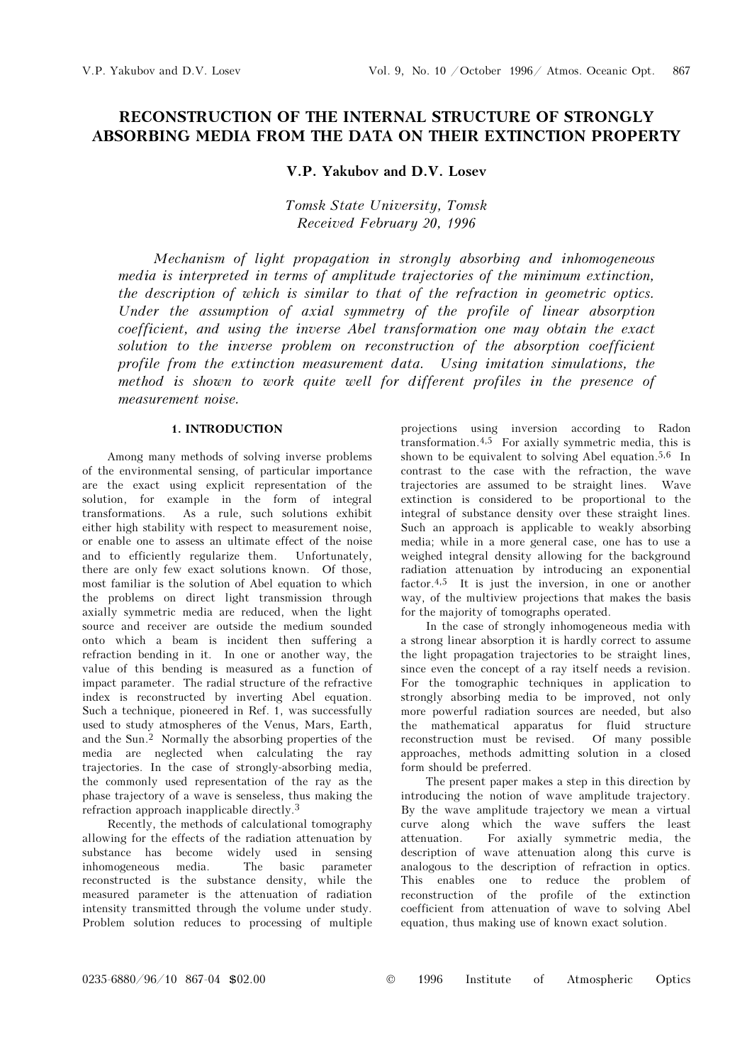# RECONSTRUCTION OF THE INTERNAL STRUCTURE OF STRONGLY ABSORBING MEDIA FROM THE DATA ON THEIR EXTINCTION PROPERTY

**V.P. Yakubov and D.V. Losev**

*Tomsk State University, Tomsk*
*Received February 20, 1996*

*Mechanism of light propagation in strongly absorbing and inhomogeneous media is interpreted in terms of amplitude trajectories of the minimum extinction, the description of which is similar to that of the refraction in geometric optics. Under the assumption of axial symmetry of the profile of linear absorption coefficient, and using the inverse Abel transformation one may obtain the exact solution to the inverse problem on reconstruction of the absorption coefficient profile from the extinction measurement data. Using imitation simulations, the method is shown to work quite well for different profiles in the presence of measurement noise.*

## 1. INTRODUCTION

Among many methods of solving inverse problems of the environmental sensing, of particular importance are the exact using explicit representation of the solution, for example in the form of integral transformations. As a rule, such solutions exhibit either high stability with respect to measurement noise, or enable one to assess an ultimate effect of the noise and to efficiently regularize them. Unfortunately, there are only few exact solutions known. Of those, most familiar is the solution of Abel equation to which the problems on direct light transmission through axially symmetric media are reduced, when the light source and receiver are outside the medium sounded onto which a beam is incident then suffering a refraction bending in it. In one or another way, the value of this bending is measured as a function of impact parameter. The radial structure of the refractive index is reconstructed by inverting Abel equation. Such a technique, pioneered in Ref. 1, was successfully used to study atmospheres of the Venus, Mars, Earth, and the Sun.[2] Normally the absorbing properties of the media are neglected when calculating the ray trajectories. In the case of strongly-absorbing media, the commonly used representation of the ray as the phase trajectory of a wave is senseless, thus making the refraction approach inapplicable directly.[3]

Recently, the methods of calculational tomography allowing for the effects of the radiation attenuation by substance has become widely used in sensing inhomogeneous media. The basic parameter reconstructed is the substance density, while the measured parameter is the attenuation of radiation intensity transmitted through the volume under study. Problem solution reduces to processing of multiple projections using inversion according to Radon transformation.[4,5] For axially symmetric media, this is shown to be equivalent to solving Abel equation.[5,6] In contrast to the case with the refraction, the wave trajectories are assumed to be straight lines. Wave extinction is considered to be proportional to the integral of substance density over these straight lines. Such an approach is applicable to weakly absorbing media; while in a more general case, one has to use a weighed integral density allowing for the background radiation attenuation by introducing an exponential factor.[4,5] It is just the inversion, in one or another way, of the multiview projections that makes the basis for the majority of tomographs operated.

In the case of strongly inhomogeneous media with a strong linear absorption it is hardly correct to assume the light propagation trajectories to be straight lines, since even the concept of a ray itself needs a revision. For the tomographic techniques in application to strongly absorbing media to be improved, not only more powerful radiation sources are needed, but also the mathematical apparatus for fluid structure reconstruction must be revised. Of many possible approaches, methods admitting solution in a closed form should be preferred.

The present paper makes a step in this direction by introducing the notion of wave amplitude trajectory. By the wave amplitude trajectory we mean a virtual curve along which the wave suffers the least attenuation. For axially symmetric media, the description of wave attenuation along this curve is analogous to the description of refraction in optics. This enables one to reduce the problem of reconstruction of the profile of the extinction coefficient from attenuation of wave to solving Abel equation, thus making use of known exact solution.

0235-6880/96/10 867-04 $02.00 © 1996 Institute of Atmospheric Optics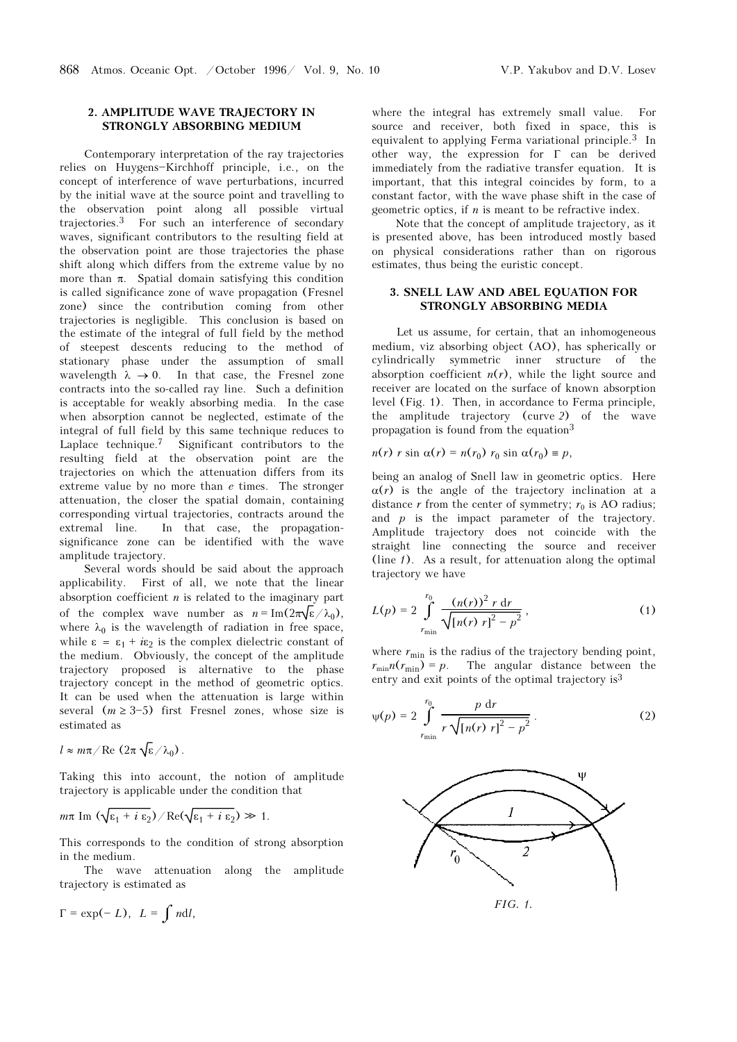## 2. AMPLITUDE WAVE TRAJECTORY IN STRONGLY ABSORBING MEDIUM

Contemporary interpretation of the ray trajectories relies on Huygens–Kirchhoff principle, i.e., on the concept of interference of wave perturbations, incurred by the initial wave at the source point and travelling to the observation point along all possible virtual trajectories.[3] For such an interference of secondary waves, significant contributors to the resulting field at the observation point are those trajectories the phase shift along which differs from the extreme value by no more than $\pi$. Spatial domain satisfying this condition is called significance zone of wave propagation (Fresnel zone) since the contribution coming from other trajectories is negligible. This conclusion is based on the estimate of the integral of full field by the method of steepest descents reducing to the method of stationary phase under the assumption of small wavelength $\lambda \to 0$. In that case, the Fresnel zone contracts into the so-called ray line. Such a definition is acceptable for weakly absorbing media. In the case when absorption cannot be neglected, estimate of the integral of full field by this same technique reduces to Laplace technique.[7] Significant contributors to the resulting field at the observation point are the trajectories on which the attenuation differs from its extreme value by no more than $e$ times. The stronger attenuation, the closer the spatial domain, containing corresponding virtual trajectories, contracts around the extremal line. In that case, the propagation-significance zone can be identified with the wave amplitude trajectory.

Several words should be said about the approach applicability. First of all, we note that the linear absorption coefficient $n$ is related to the imaginary part of the complex wave number as $n = \mathrm{Im}(2\pi\sqrt{\varepsilon}/\lambda_0)$, where $\lambda_0$ is the wavelength of radiation in free space, while $\varepsilon = \varepsilon_1 + i\varepsilon_2$ is the complex dielectric constant of the medium. Obviously, the concept of the amplitude trajectory proposed is alternative to the phase trajectory concept in the method of geometric optics. It can be used when the attenuation is large within several ($m \geq 3$–$5$) first Fresnel zones, whose size is estimated as

$$l \approx m\pi / \mathrm{Re}\,(2\pi\sqrt{\varepsilon}/\lambda_0)\,.$$

Taking this into account, the notion of amplitude trajectory is applicable under the condition that

$$m\pi\ \mathrm{Im}\,(\sqrt{\varepsilon_1 + i\,\varepsilon_2}) / \mathrm{Re}(\sqrt{\varepsilon_1 + i\,\varepsilon_2}) \gg 1.$$

This corresponds to the condition of strong absorption in the medium.

The wave attenuation along the amplitude trajectory is estimated as

$$\Gamma = \exp(-\,L),\ \ L = \int n \mathrm{d}l,$$

where the integral has extremely small value. For source and receiver, both fixed in space, this is equivalent to applying Ferma variational principle.[3] In other way, the expression for $\Gamma$ can be derived immediately from the radiative transfer equation. It is important, that this integral coincides by form, to a constant factor, with the wave phase shift in the case of geometric optics, if $n$ is meant to be refractive index.

Note that the concept of amplitude trajectory, as it is presented above, has been introduced mostly based on physical considerations rather than on rigorous estimates, thus being the euristic concept.

## 3. SNELL LAW AND ABEL EQUATION FOR STRONGLY ABSORBING MEDIA

Let us assume, for certain, that an inhomogeneous medium, viz absorbing object (AO), has spherically or cylindrically symmetric inner structure of the absorption coefficient $n(r)$, while the light source and receiver are located on the surface of known absorption level (Fig. 1). Then, in accordance to Ferma principle, the amplitude trajectory (curve *2*) of the wave propagation is found from the equation[3]

$$n(r)\ r \sin\,\alpha(r) = n(r_0)\ r_0 \sin\,\alpha(r_0) \equiv p,$$

being an analog of Snell law in geometric optics. Here $\alpha(r)$ is the angle of the trajectory inclination at a distance $r$ from the center of symmetry; $r_0$ is AO radius; and $p$ is the impact parameter of the trajectory. Amplitude trajectory does not coincide with the straight line connecting the source and receiver (line *1*). As a result, for attenuation along the optimal trajectory we have

$$L(p) = 2 \int\limits_{r_{\min}}^{r_0} \frac{(n(r))^2\ r\ \mathrm{d}r}{\sqrt{[n(r)\ r]^2 - p^2}}\ , \tag{1}$$

where $r_{\min}$ is the radius of the trajectory bending point, $r_{\min} n(r_{\min}) = p$. The angular distance between the entry and exit points of the optimal trajectory is[3]

$$\psi(p) = 2 \int\limits_{r_{\min}}^{r_0} \frac{p\ \mathrm{d}r}{r\sqrt{[n(r)\ r]^2 - p^2}}\ . \tag{2}$$

*FIG. 1.*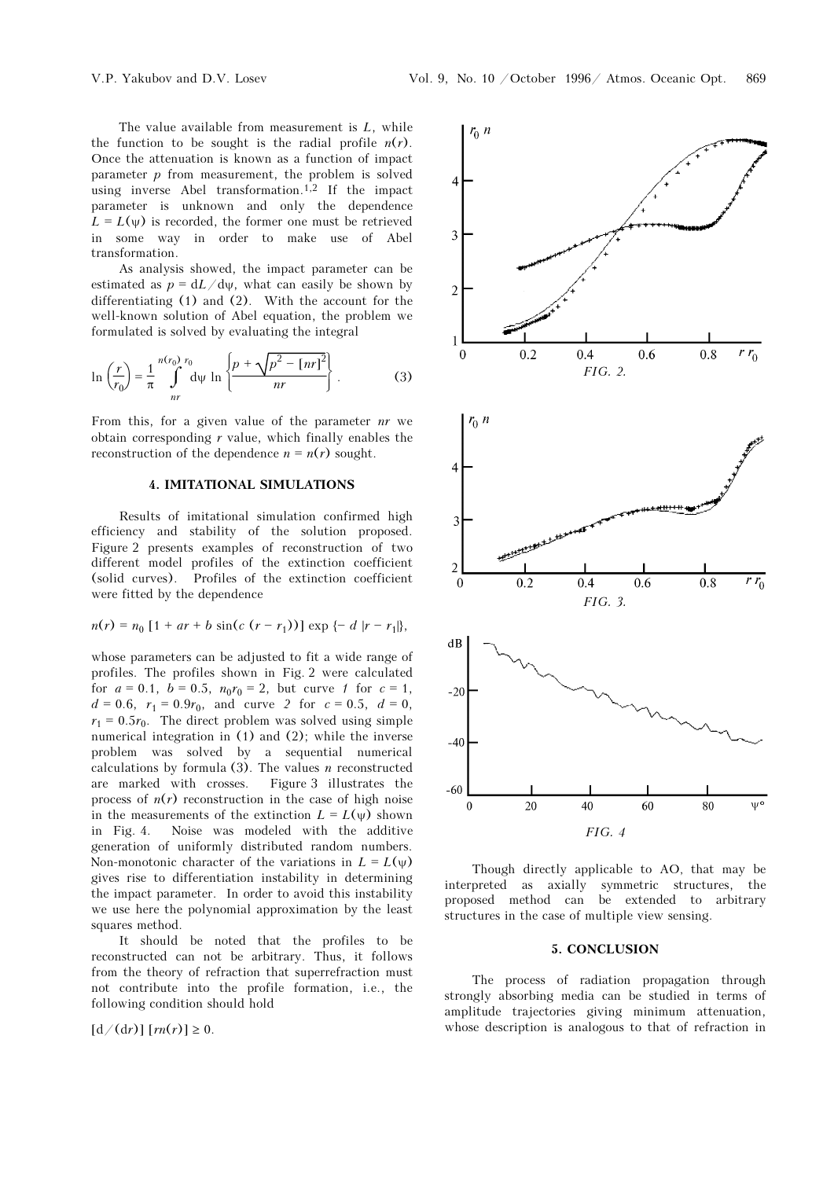The value available from measurement is $L$, while the function to be sought is the radial profile $n(r)$. Once the attenuation is known as a function of impact parameter $p$ from measurement, the problem is solved using inverse Abel transformation.[1,2] If the impact parameter is unknown and only the dependence $L = L(\psi)$ is recorded, the former one must be retrieved in some way in order to make use of Abel transformation.

As analysis showed, the impact parameter can be estimated as $p = \mathrm{d}L/\mathrm{d}\psi$, what can easily be shown by differentiating (1) and (2). With the account for the well-known solution of Abel equation, the problem we formulated is solved by evaluating the integral

$$\ln\left(\frac{r}{r_0}\right) = \frac{1}{\pi} \int\limits_{nr}^{n(r_0)\, r_0} \mathrm{d}\psi \, \ln\left\{\frac{p + \sqrt{p^2 - [nr]^2}}{nr}\right\}. \qquad (3)$$

From this, for a given value of the parameter $nr$ we obtain corresponding $r$ value, which finally enables the reconstruction of the dependence $n = n(r)$ sought.

## 4. IMITATIONAL SIMULATIONS

Results of imitational simulation confirmed high efficiency and stability of the solution proposed. Figure 2 presents examples of reconstruction of two different model profiles of the extinction coefficient (solid curves). Profiles of the extinction coefficient were fitted by the dependence

$$n(r) = n_0\, [1 + ar + b \sin(c\,(r - r_1))] \exp\{-\,d\,|r - r_1|\},$$

whose parameters can be adjusted to fit a wide range of profiles. The profiles shown in Fig. 2 were calculated for $a = 0.1$, $b = 0.5$, $n_0 r_0 = 2$, but curve *1* for $c = 1$, $d = 0.6$, $r_1 = 0.9 r_0$, and curve *2* for $c = 0.5$, $d = 0$, $r_1 = 0.5 r_0$. The direct problem was solved using simple numerical integration in (1) and (2); while the inverse problem was solved by a sequential numerical calculations by formula (3). The values $n$ reconstructed are marked with crosses. Figure 3 illustrates the process of $n(r)$ reconstruction in the case of high noise in the measurements of the extinction $L = L(\psi)$ shown in Fig. 4. Noise was modeled with the additive generation of uniformly distributed random numbers. Non-monotonic character of the variations in $L = L(\psi)$ gives rise to differentiation instability in determining the impact parameter. In order to avoid this instability we use here the polynomial approximation by the least squares method.

It should be noted that the profiles to be reconstructed can not be arbitrary. Thus, it follows from the theory of refraction that superrefraction must not contribute into the profile formation, i.e., the following condition should hold

$$[\mathrm{d}/(\mathrm{d}r)]\; [rn(r)] \geq 0.$$

*FIG. 2.*

*FIG. 3.*

*FIG. 4*

Though directly applicable to AO, that may be interpreted as axially symmetric structures, the proposed method can be extended to arbitrary structures in the case of multiple view sensing.

## 5. CONCLUSION

The process of radiation propagation through strongly absorbing media can be studied in terms of amplitude trajectories giving minimum attenuation, whose description is analogous to that of refraction in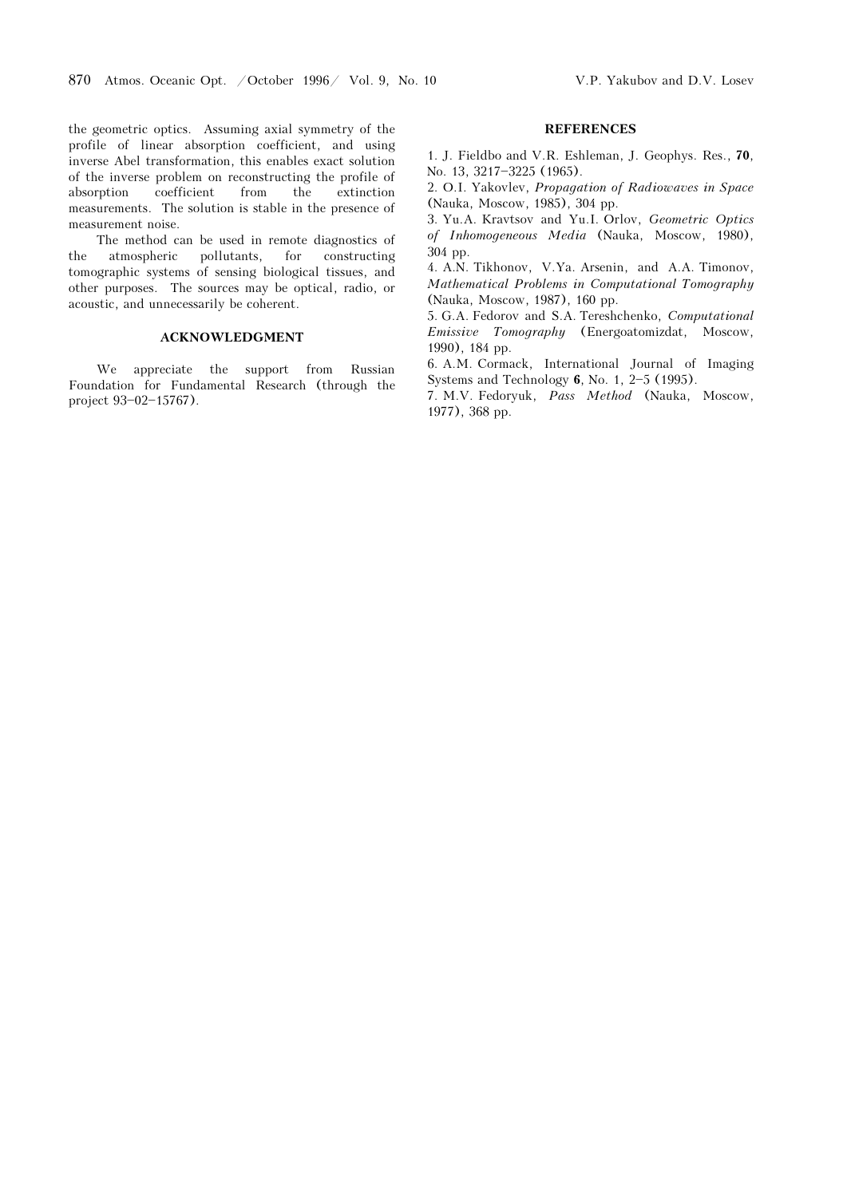the geometric optics. Assuming axial symmetry of the profile of linear absorption coefficient, and using inverse Abel transformation, this enables exact solution of the inverse problem on reconstructing the profile of absorption coefficient from the extinction measurements. The solution is stable in the presence of measurement noise.

The method can be used in remote diagnostics of the atmospheric pollutants, for constructing tomographic systems of sensing biological tissues, and other purposes. The sources may be optical, radio, or acoustic, and unnecessarily be coherent.

## ACKNOWLEDGMENT

We appreciate the support from Russian Foundation for Fundamental Research (through the project 93–02–15767).

## REFERENCES

1. J. Fieldbo and V.R. Eshleman, J. Geophys. Res., **70**, No. 13, 3217–3225 (1965).
2. O.I. Yakovlev, *Propagation of Radiowaves in Space* (Nauka, Moscow, 1985), 304 pp.
3. Yu.A. Kravtsov and Yu.I. Orlov, *Geometric Optics of Inhomogeneous Media* (Nauka, Moscow, 1980), 304 pp.
4. A.N. Tikhonov, V.Ya. Arsenin, and A.A. Timonov, *Mathematical Problems in Computational Tomography* (Nauka, Moscow, 1987), 160 pp.
5. G.A. Fedorov and S.A. Tereshchenko, *Computational Emissive Tomography* (Energoatomizdat, Moscow, 1990), 184 pp.
6. A.M. Cormack, International Journal of Imaging Systems and Technology **6**, No. 1, 2–5 (1995).
7. M.V. Fedoryuk, *Pass Method* (Nauka, Moscow, 1977), 368 pp.